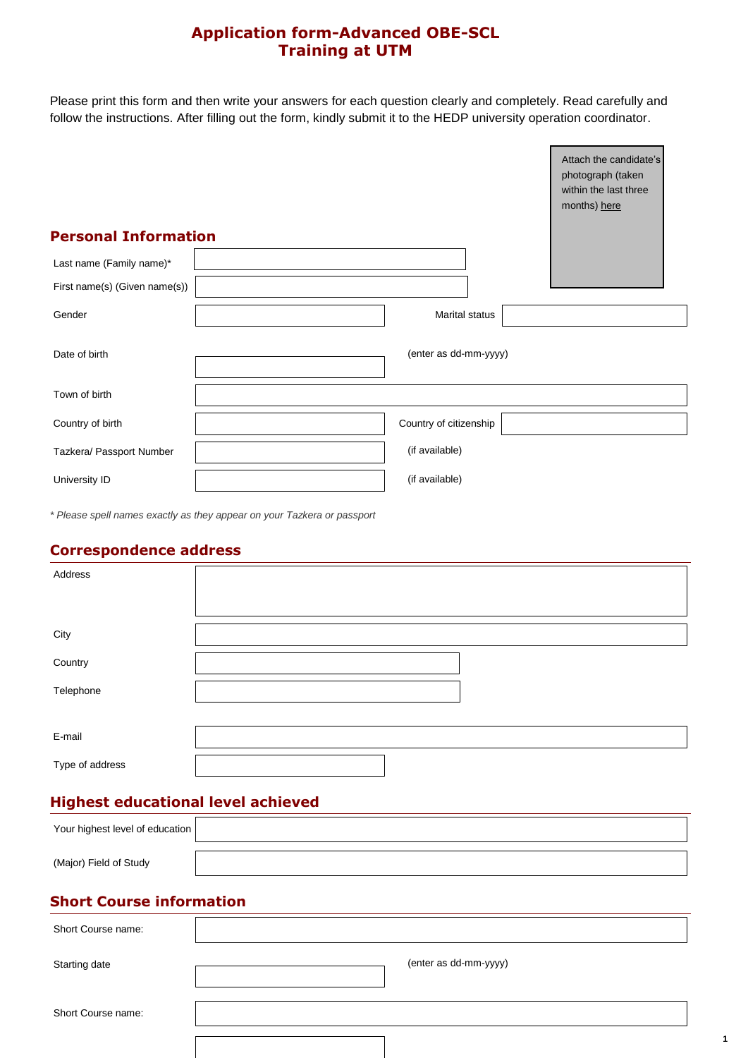# Application form-Advanced OBE-SCL Training at UTM

Please print this form and then write your answers for each question clearly and completely. Read carefully and follow the instructions. After filling out the form, kindly submit it to the HEDP university operation coordinator.

Attach the candidate's photograph (taken within the last three months) here

## Personal Information

| | | | |
|---|---|---|---|
| Last name (Family name)* | | | |
| First name(s) (Given name(s)) | | | |
| Gender | | Marital status | |
| Date of birth | | (enter as dd-mm-yyyy) | |
| Town of birth | | | |
| Country of birth | | Country of citizenship | |
| Tazkera/ Passport Number | | (if available) | |
| University ID | | (if available) | |

*\* Please spell names exactly as they appear on your Tazkera or passport*

## Correspondence address

| | |
|---|---|
| Address | |
| City | |
| Country | |
| Telephone | |
| E-mail | |
| Type of address | |

## Highest educational level achieved

| | |
|---|---|
| Your highest level of education | |
| (Major) Field of Study | |

## Short Course information

| | | |
|---|---|---|
| Short Course name: | | |
| Starting date | | (enter as dd-mm-yyyy) |
| Short Course name: | | |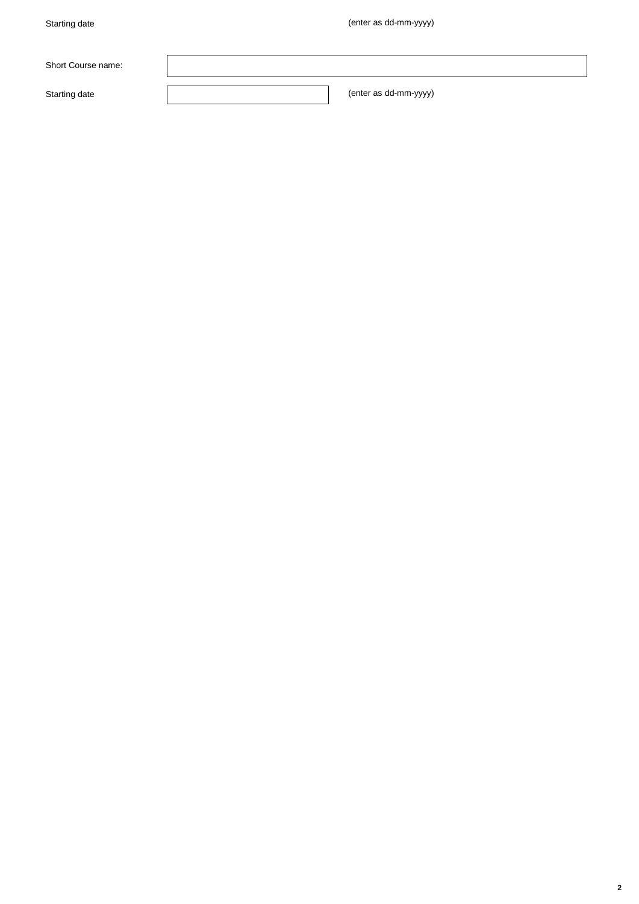Starting date (enter as dd-mm-yyyy)

Short Course name:

Starting date (enter as dd-mm-yyyy)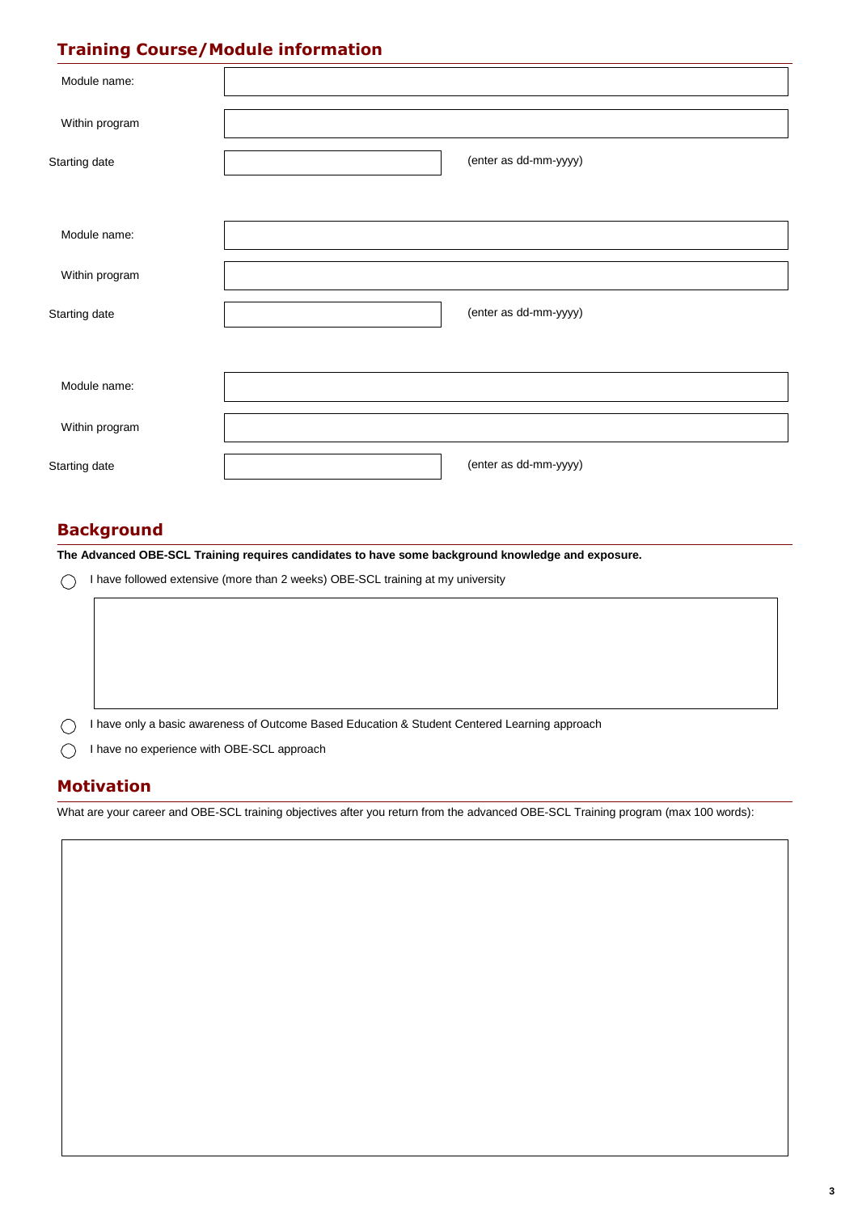## Training Course/Module information

Module name:

Within program

Starting date (enter as dd-mm-yyyy)

Module name:

Within program

Starting date (enter as dd-mm-yyyy)

Module name:

Within program

Starting date (enter as dd-mm-yyyy)

## Background

**The Advanced OBE-SCL Training requires candidates to have some background knowledge and exposure.**

- ◯ I have followed extensive (more than 2 weeks) OBE-SCL training at my university
- ◯ I have only a basic awareness of Outcome Based Education & Student Centered Learning approach
- ◯ I have no experience with OBE-SCL approach

## Motivation

What are your career and OBE-SCL training objectives after you return from the advanced OBE-SCL Training program (max 100 words):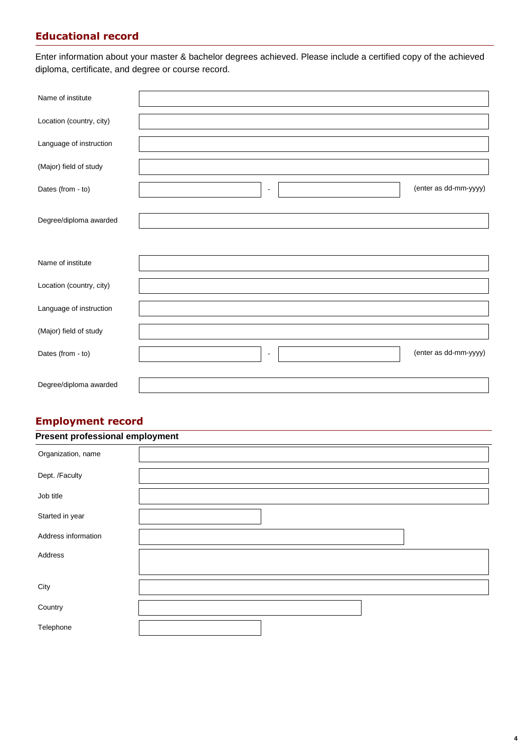## Educational record

Enter information about your master & bachelor degrees achieved. Please include a certified copy of the achieved diploma, certificate, and degree or course record.

| | |
|---|---|
| Name of institute | |
| Location (country, city) | |
| Language of instruction | |
| (Major) field of study | |
| Dates (from - to) | - (enter as dd-mm-yyyy) |
| Degree/diploma awarded | |

| | |
|---|---|
| Name of institute | |
| Location (country, city) | |
| Language of instruction | |
| (Major) field of study | |
| Dates (from - to) | - (enter as dd-mm-yyyy) |
| Degree/diploma awarded | |

## Employment record

### Present professional employment

| | |
|---|---|
| Organization, name | |
| Dept. /Faculty | |
| Job title | |
| Started in year | |
| Address information | |
| Address | |
| City | |
| Country | |
| Telephone | |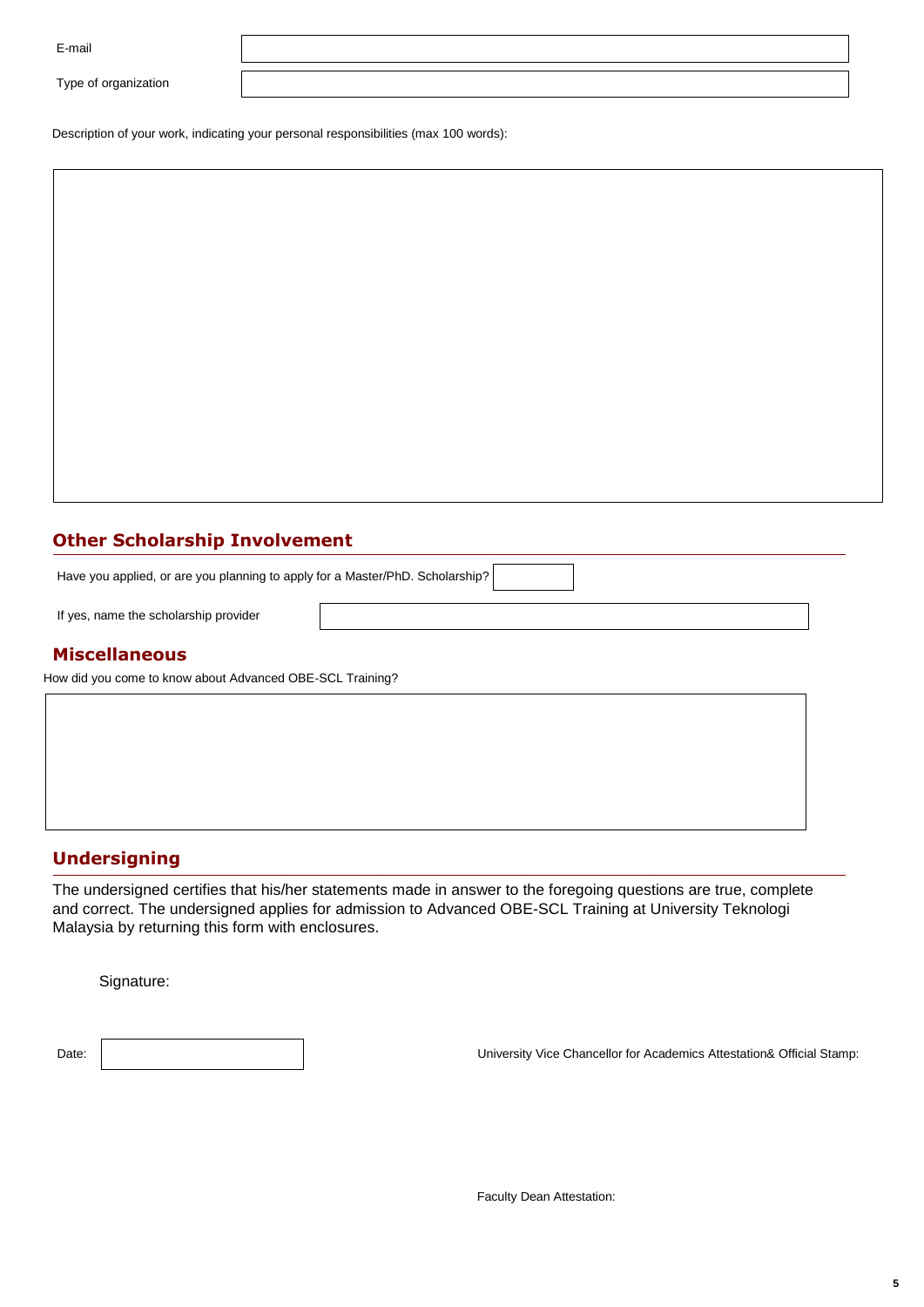E-mail

Type of organization

Description of your work, indicating your personal responsibilities (max 100 words):

## Other Scholarship Involvement

Have you applied, or are you planning to apply for a Master/PhD. Scholarship?

If yes, name the scholarship provider

## Miscellaneous

How did you come to know about Advanced OBE-SCL Training?

## Undersigning

The undersigned certifies that his/her statements made in answer to the foregoing questions are true, complete and correct. The undersigned applies for admission to Advanced OBE-SCL Training at University Teknologi Malaysia by returning this form with enclosures.

Signature:

Date:

University Vice Chancellor for Academics Attestation& Official Stamp:

Faculty Dean Attestation: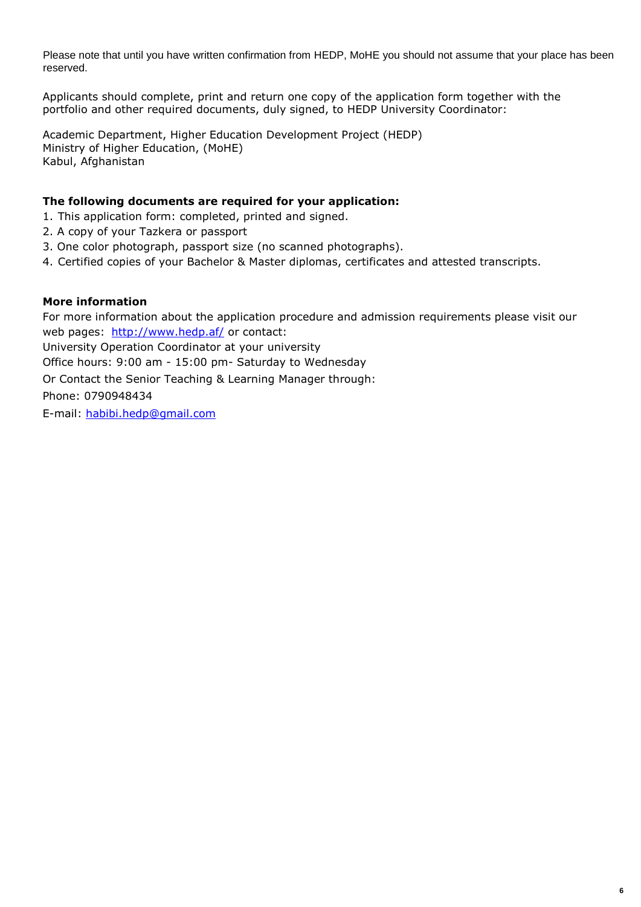Please note that until you have written confirmation from HEDP, MoHE you should not assume that your place has been reserved.

Applicants should complete, print and return one copy of the application form together with the portfolio and other required documents, duly signed, to HEDP University Coordinator:

Academic Department, Higher Education Development Project (HEDP)
Ministry of Higher Education, (MoHE)
Kabul, Afghanistan

**The following documents are required for your application:**

1. This application form: completed, printed and signed.
2. A copy of your Tazkera or passport
3. One color photograph, passport size (no scanned photographs).
4. Certified copies of your Bachelor & Master diplomas, certificates and attested transcripts.

**More information**

For more information about the application procedure and admission requirements please visit our web pages: [http://www.hedp.af/](http://www.hedp.af/) or contact:

University Operation Coordinator at your university

Office hours: 9:00 am - 15:00 pm- Saturday to Wednesday

Or Contact the Senior Teaching & Learning Manager through:

Phone: 0790948434

E-mail: [habibi.hedp@gmail.com](mailto:habibi.hedp@gmail.com)